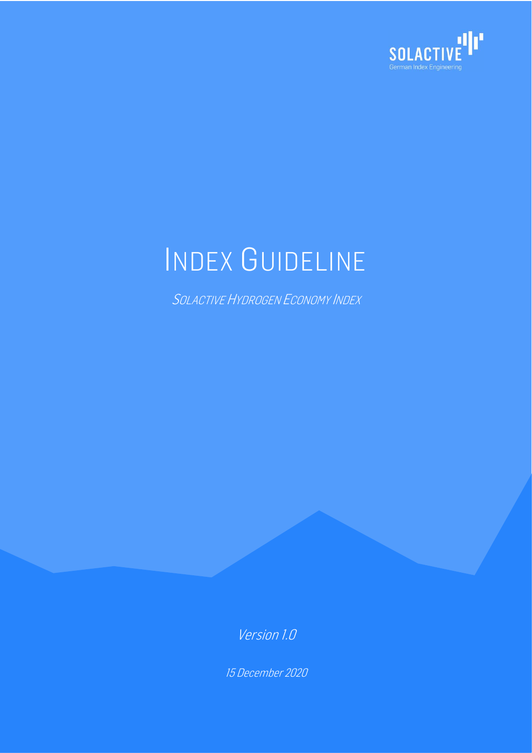SOLACTIVE

German Index Engineering

# Index Guideline

*Solactive Hydrogen Economy Index*

*Version 1.0*

*15 December 2020*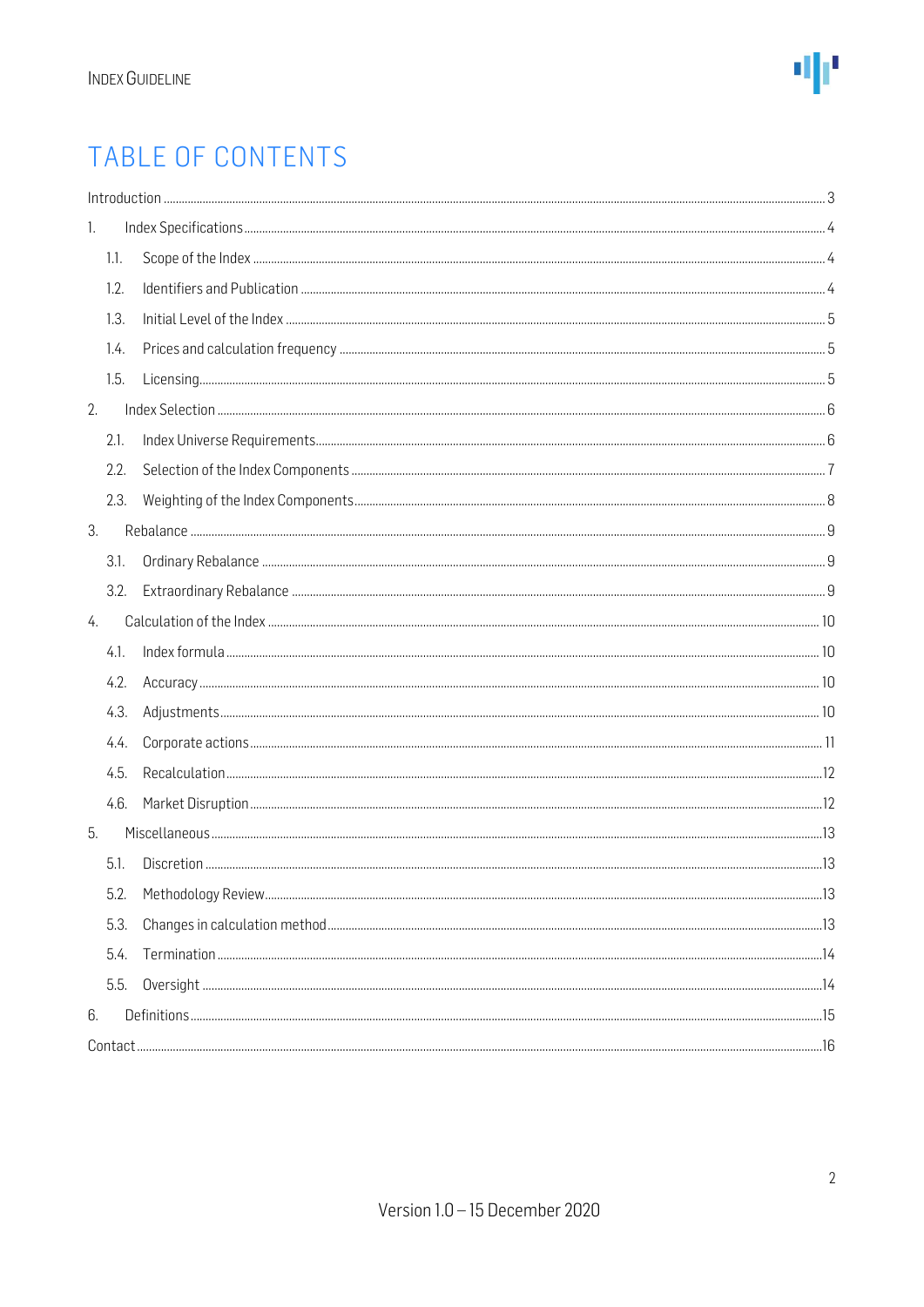# TABLE OF CONTENTS

Introduction ..... 3

1. Index Specifications ..... 4
   - 1.1. Scope of the Index ..... 4
   - 1.2. Identifiers and Publication ..... 4
   - 1.3. Initial Level of the Index ..... 5
   - 1.4. Prices and calculation frequency ..... 5
   - 1.5. Licensing ..... 5
2. Index Selection ..... 6
   - 2.1. Index Universe Requirements ..... 6
   - 2.2. Selection of the Index Components ..... 7
   - 2.3. Weighting of the Index Components ..... 8
3. Rebalance ..... 9
   - 3.1. Ordinary Rebalance ..... 9
   - 3.2. Extraordinary Rebalance ..... 9
4. Calculation of the Index ..... 10
   - 4.1. Index formula ..... 10
   - 4.2. Accuracy ..... 10
   - 4.3. Adjustments ..... 10
   - 4.4. Corporate actions ..... 11
   - 4.5. Recalculation ..... 12
   - 4.6. Market Disruption ..... 12
5. Miscellaneous ..... 13
   - 5.1. Discretion ..... 13
   - 5.2. Methodology Review ..... 13
   - 5.3. Changes in calculation method ..... 13
   - 5.4. Termination ..... 14
   - 5.5. Oversight ..... 14
6. Definitions ..... 15

Contact ..... 16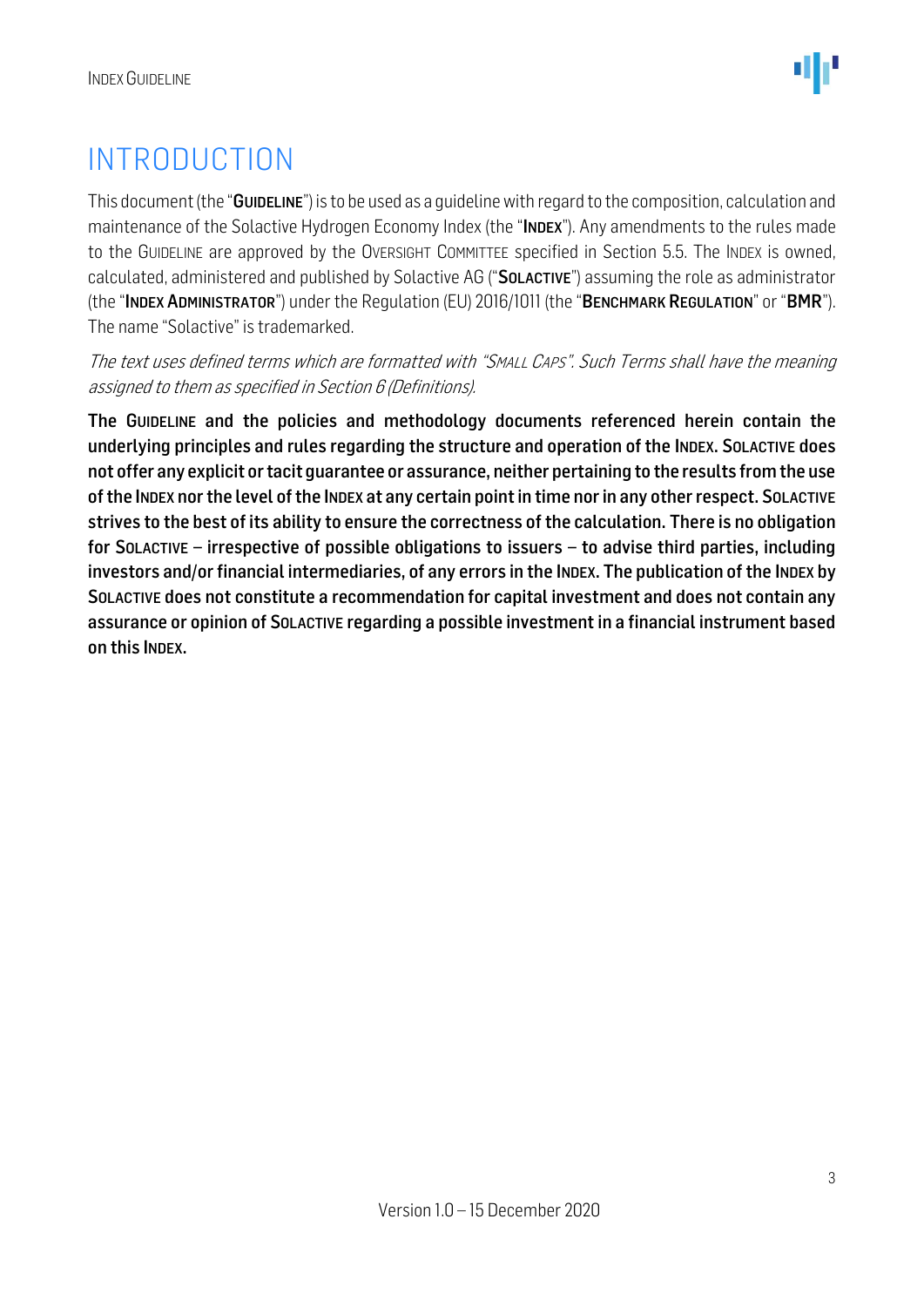# INTRODUCTION

This document (the "**Guideline**") is to be used as a guideline with regard to the composition, calculation and maintenance of the Solactive Hydrogen Economy Index (the "**Index**"). Any amendments to the rules made to the Guideline are approved by the Oversight Committee specified in Section 5.5. The Index is owned, calculated, administered and published by Solactive AG ("**Solactive**") assuming the role as administrator (the "**Index Administrator**") under the Regulation (EU) 2016/1011 (the "**Benchmark Regulation**" or "**BMR**"). The name "Solactive" is trademarked.

*The text uses defined terms which are formatted with "Small Caps". Such Terms shall have the meaning assigned to them as specified in Section 6 (Definitions).*

**The Guideline and the policies and methodology documents referenced herein contain the underlying principles and rules regarding the structure and operation of the Index. Solactive does not offer any explicit or tacit guarantee or assurance, neither pertaining to the results from the use of the Index nor the level of the Index at any certain point in time nor in any other respect. Solactive strives to the best of its ability to ensure the correctness of the calculation. There is no obligation for Solactive – irrespective of possible obligations to issuers – to advise third parties, including investors and/or financial intermediaries, of any errors in the Index. The publication of the Index by Solactive does not constitute a recommendation for capital investment and does not contain any assurance or opinion of Solactive regarding a possible investment in a financial instrument based on this Index.**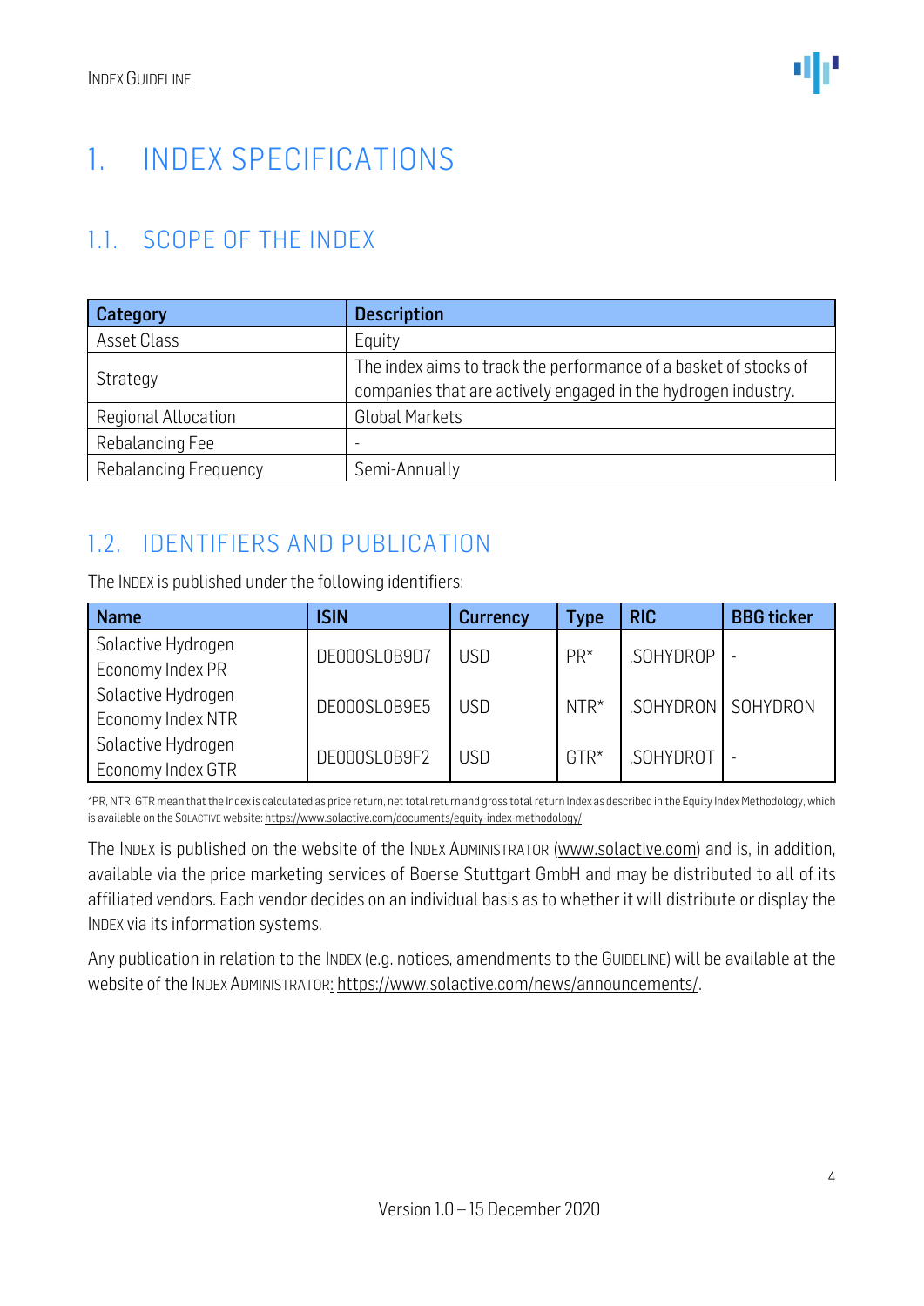// 1. INDEX SPECIFICATIONS

## 1.1. SCOPE OF THE INDEX

| Category | Description |
|---|---|
| Asset Class | Equity |
| Strategy | The index aims to track the performance of a basket of stocks of companies that are actively engaged in the hydrogen industry. |
| Regional Allocation | Global Markets |
| Rebalancing Fee | - |
| Rebalancing Frequency | Semi-Annually |

## 1.2. IDENTIFIERS AND PUBLICATION

The INDEX is published under the following identifiers:

| Name | ISIN | Currency | Type | RIC | BBG ticker |
|---|---|---|---|---|---|
| Solactive Hydrogen Economy Index PR | DE000SL0B9D7 | USD | PR* | .SOHYDROP | - |
| Solactive Hydrogen Economy Index NTR | DE000SL0B9E5 | USD | NTR* | .SOHYDRON | SOHYDRON |
| Solactive Hydrogen Economy Index GTR | DE000SL0B9F2 | USD | GTR* | .SOHYDROT | - |

*PR, NTR, GTR mean that the Index is calculated as price return, net total return and gross total return Index as described in the Equity Index Methodology, which is available on the SOLACTIVE website: https://www.solactive.com/documents/equity-index-methodology/

The INDEX is published on the website of the INDEX ADMINISTRATOR (www.solactive.com) and is, in addition, available via the price marketing services of Boerse Stuttgart GmbH and may be distributed to all of its affiliated vendors. Each vendor decides on an individual basis as to whether it will distribute or display the INDEX via its information systems.

Any publication in relation to the INDEX (e.g. notices, amendments to the GUIDELINE) will be available at the website of the INDEX ADMINISTRATOR: https://www.solactive.com/news/announcements/.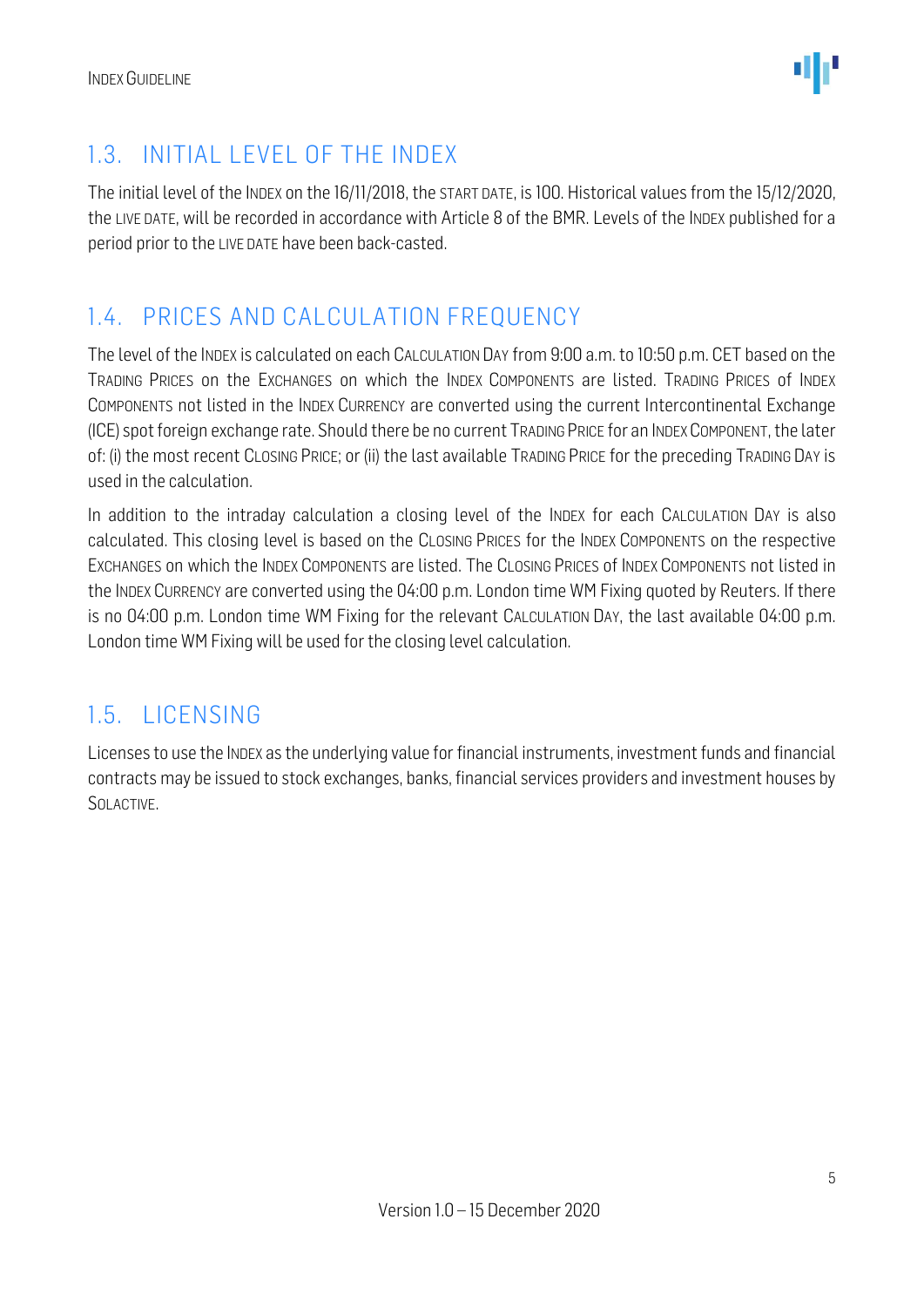## 1.3. INITIAL LEVEL OF THE INDEX

The initial level of the INDEX on the 16/11/2018, the START DATE, is 100. Historical values from the 15/12/2020, the LIVE DATE, will be recorded in accordance with Article 8 of the BMR. Levels of the INDEX published for a period prior to the LIVE DATE have been back-casted.

## 1.4. PRICES AND CALCULATION FREQUENCY

The level of the INDEX is calculated on each CALCULATION DAY from 9:00 a.m. to 10:50 p.m. CET based on the TRADING PRICES on the EXCHANGES on which the INDEX COMPONENTS are listed. TRADING PRICES of INDEX COMPONENTS not listed in the INDEX CURRENCY are converted using the current Intercontinental Exchange (ICE) spot foreign exchange rate. Should there be no current TRADING PRICE for an INDEX COMPONENT, the later of: (i) the most recent CLOSING PRICE; or (ii) the last available TRADING PRICE for the preceding TRADING DAY is used in the calculation.

In addition to the intraday calculation a closing level of the INDEX for each CALCULATION DAY is also calculated. This closing level is based on the CLOSING PRICES for the INDEX COMPONENTS on the respective EXCHANGES on which the INDEX COMPONENTS are listed. The CLOSING PRICES of INDEX COMPONENTS not listed in the INDEX CURRENCY are converted using the 04:00 p.m. London time WM Fixing quoted by Reuters. If there is no 04:00 p.m. London time WM Fixing for the relevant CALCULATION DAY, the last available 04:00 p.m. London time WM Fixing will be used for the closing level calculation.

## 1.5. LICENSING

Licenses to use the INDEX as the underlying value for financial instruments, investment funds and financial contracts may be issued to stock exchanges, banks, financial services providers and investment houses by SOLACTIVE.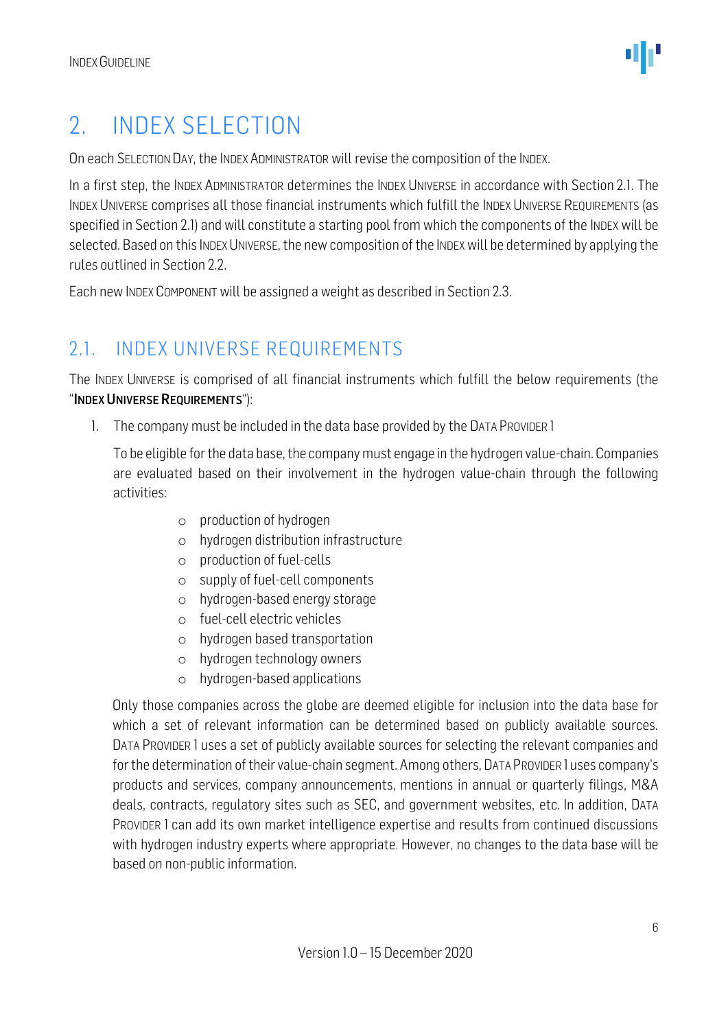# 2. INDEX SELECTION

On each SELECTION DAY, the INDEX ADMINISTRATOR will revise the composition of the INDEX.

In a first step, the INDEX ADMINISTRATOR determines the INDEX UNIVERSE in accordance with Section 2.1. The INDEX UNIVERSE comprises all those financial instruments which fulfill the INDEX UNIVERSE REQUIREMENTS (as specified in Section 2.1) and will constitute a starting pool from which the components of the INDEX will be selected. Based on this INDEX UNIVERSE, the new composition of the INDEX will be determined by applying the rules outlined in Section 2.2.

Each new INDEX COMPONENT will be assigned a weight as described in Section 2.3.

## 2.1. INDEX UNIVERSE REQUIREMENTS

The INDEX UNIVERSE is comprised of all financial instruments which fulfill the below requirements (the "**INDEX UNIVERSE REQUIREMENTS**"):

1. The company must be included in the data base provided by the DATA PROVIDER 1

   To be eligible for the data base, the company must engage in the hydrogen value-chain. Companies are evaluated based on their involvement in the hydrogen value-chain through the following activities:

   - production of hydrogen
   - hydrogen distribution infrastructure
   - production of fuel-cells
   - supply of fuel-cell components
   - hydrogen-based energy storage
   - fuel-cell electric vehicles
   - hydrogen based transportation
   - hydrogen technology owners
   - hydrogen-based applications

   Only those companies across the globe are deemed eligible for inclusion into the data base for which a set of relevant information can be determined based on publicly available sources. DATA PROVIDER 1 uses a set of publicly available sources for selecting the relevant companies and for the determination of their value-chain segment. Among others, DATA PROVIDER 1 uses company's products and services, company announcements, mentions in annual or quarterly filings, M&A deals, contracts, regulatory sites such as SEC, and government websites, etc. In addition, DATA PROVIDER 1 can add its own market intelligence expertise and results from continued discussions with hydrogen industry experts where appropriate. However, no changes to the data base will be based on non-public information.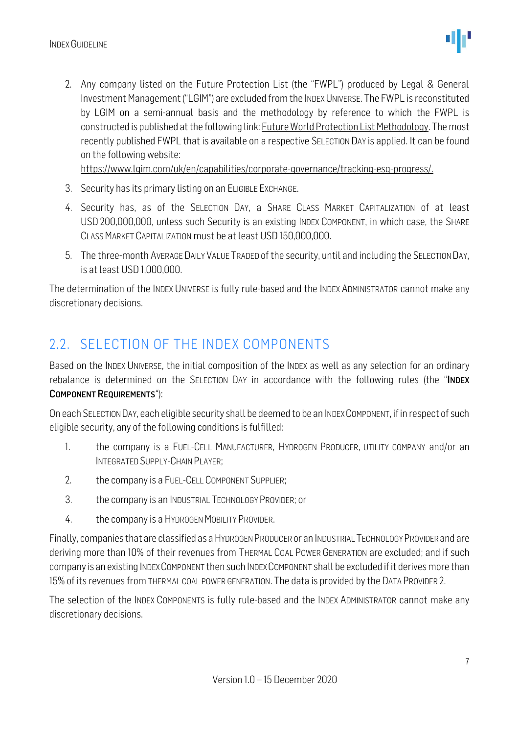2. Any company listed on the Future Protection List (the "FWPL") produced by Legal & General Investment Management ("LGIM") are excluded from the INDEX UNIVERSE. The FWPL is reconstituted by LGIM on a semi-annual basis and the methodology by reference to which the FWPL is constructed is published at the following link: Future World Protection List Methodology. The most recently published FWPL that is available on a respective SELECTION DAY is applied. It can be found on the following website: https://www.lgim.com/uk/en/capabilities/corporate-governance/tracking-esg-progress/.
3. Security has its primary listing on an ELIGIBLE EXCHANGE.
4. Security has, as of the SELECTION DAY, a SHARE CLASS MARKET CAPITALIZATION of at least USD 200,000,000, unless such Security is an existing INDEX COMPONENT, in which case, the SHARE CLASS MARKET CAPITALIZATION must be at least USD 150,000,000.
5. The three-month AVERAGE DAILY VALUE TRADED of the security, until and including the SELECTION DAY, is at least USD 1,000,000.

The determination of the INDEX UNIVERSE is fully rule-based and the INDEX ADMINISTRATOR cannot make any discretionary decisions.

## 2.2. SELECTION OF THE INDEX COMPONENTS

Based on the INDEX UNIVERSE, the initial composition of the INDEX as well as any selection for an ordinary rebalance is determined on the SELECTION DAY in accordance with the following rules (the "**INDEX COMPONENT REQUIREMENTS**"):

On each SELECTION DAY, each eligible security shall be deemed to be an INDEX COMPONENT, if in respect of such eligible security, any of the following conditions is fulfilled:

1. the company is a FUEL-CELL MANUFACTURER, HYDROGEN PRODUCER, UTILITY COMPANY and/or an INTEGRATED SUPPLY-CHAIN PLAYER;
2. the company is a FUEL-CELL COMPONENT SUPPLIER;
3. the company is an INDUSTRIAL TECHNOLOGY PROVIDER; or
4. the company is a HYDROGEN MOBILITY PROVIDER.

Finally, companies that are classified as a HYDROGEN PRODUCER or an INDUSTRIAL TECHNOLOGY PROVIDER and are deriving more than 10% of their revenues from THERMAL COAL POWER GENERATION are excluded; and if such company is an existing INDEX COMPONENT then such INDEX COMPONENT shall be excluded if it derives more than 15% of its revenues from THERMAL COAL POWER GENERATION. The data is provided by the DATA PROVIDER 2.

The selection of the INDEX COMPONENTS is fully rule-based and the INDEX ADMINISTRATOR cannot make any discretionary decisions.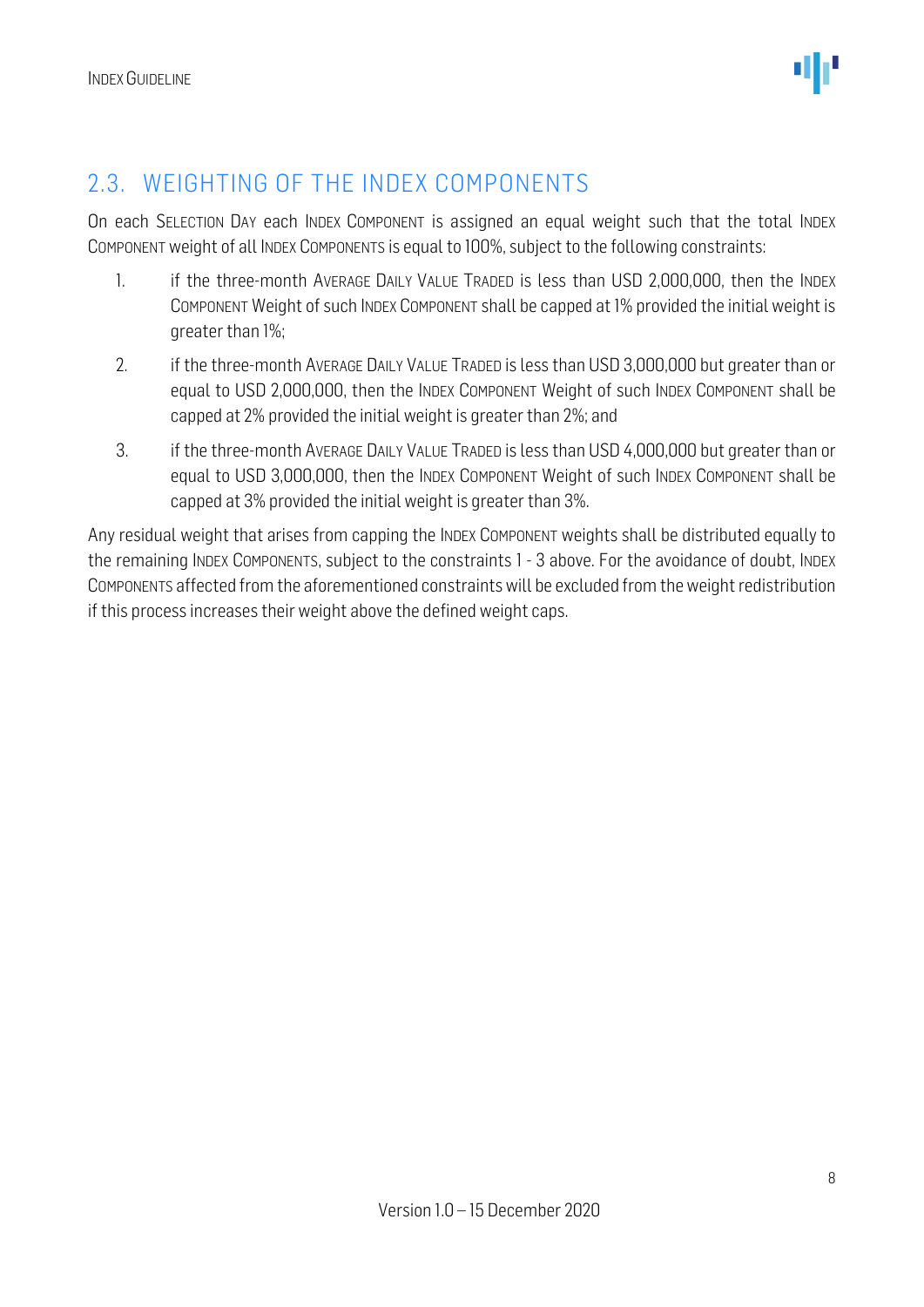## 2.3. WEIGHTING OF THE INDEX COMPONENTS

On each SELECTION DAY each INDEX COMPONENT is assigned an equal weight such that the total INDEX COMPONENT weight of all INDEX COMPONENTS is equal to 100%, subject to the following constraints:

1. if the three-month AVERAGE DAILY VALUE TRADED is less than USD 2,000,000, then the INDEX COMPONENT Weight of such INDEX COMPONENT shall be capped at 1% provided the initial weight is greater than 1%;
2. if the three-month AVERAGE DAILY VALUE TRADED is less than USD 3,000,000 but greater than or equal to USD 2,000,000, then the INDEX COMPONENT Weight of such INDEX COMPONENT shall be capped at 2% provided the initial weight is greater than 2%; and
3. if the three-month AVERAGE DAILY VALUE TRADED is less than USD 4,000,000 but greater than or equal to USD 3,000,000, then the INDEX COMPONENT Weight of such INDEX COMPONENT shall be capped at 3% provided the initial weight is greater than 3%.

Any residual weight that arises from capping the INDEX COMPONENT weights shall be distributed equally to the remaining INDEX COMPONENTS, subject to the constraints 1 - 3 above. For the avoidance of doubt, INDEX COMPONENTS affected from the aforementioned constraints will be excluded from the weight redistribution if this process increases their weight above the defined weight caps.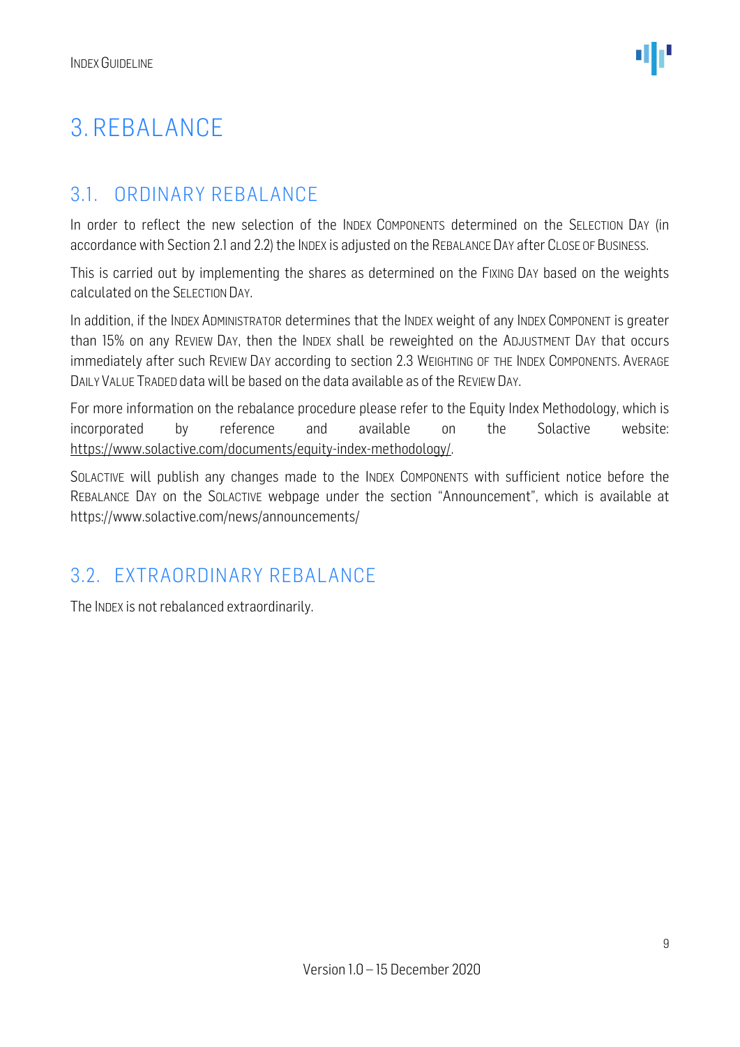# 3. REBALANCE

## 3.1. ORDINARY REBALANCE

In order to reflect the new selection of the INDEX COMPONENTS determined on the SELECTION DAY (in accordance with Section 2.1 and 2.2) the INDEX is adjusted on the REBALANCE DAY after CLOSE OF BUSINESS.

This is carried out by implementing the shares as determined on the FIXING DAY based on the weights calculated on the SELECTION DAY.

In addition, if the INDEX ADMINISTRATOR determines that the INDEX weight of any INDEX COMPONENT is greater than 15% on any REVIEW DAY, then the INDEX shall be reweighted on the ADJUSTMENT DAY that occurs immediately after such REVIEW DAY according to section 2.3 WEIGHTING OF THE INDEX COMPONENTS. AVERAGE DAILY VALUE TRADED data will be based on the data available as of the REVIEW DAY.

For more information on the rebalance procedure please refer to the Equity Index Methodology, which is incorporated by reference and available on the Solactive website: https://www.solactive.com/documents/equity-index-methodology/.

SOLACTIVE will publish any changes made to the INDEX COMPONENTS with sufficient notice before the REBALANCE DAY on the SOLACTIVE webpage under the section "Announcement", which is available at https://www.solactive.com/news/announcements/

## 3.2. EXTRAORDINARY REBALANCE

The INDEX is not rebalanced extraordinarily.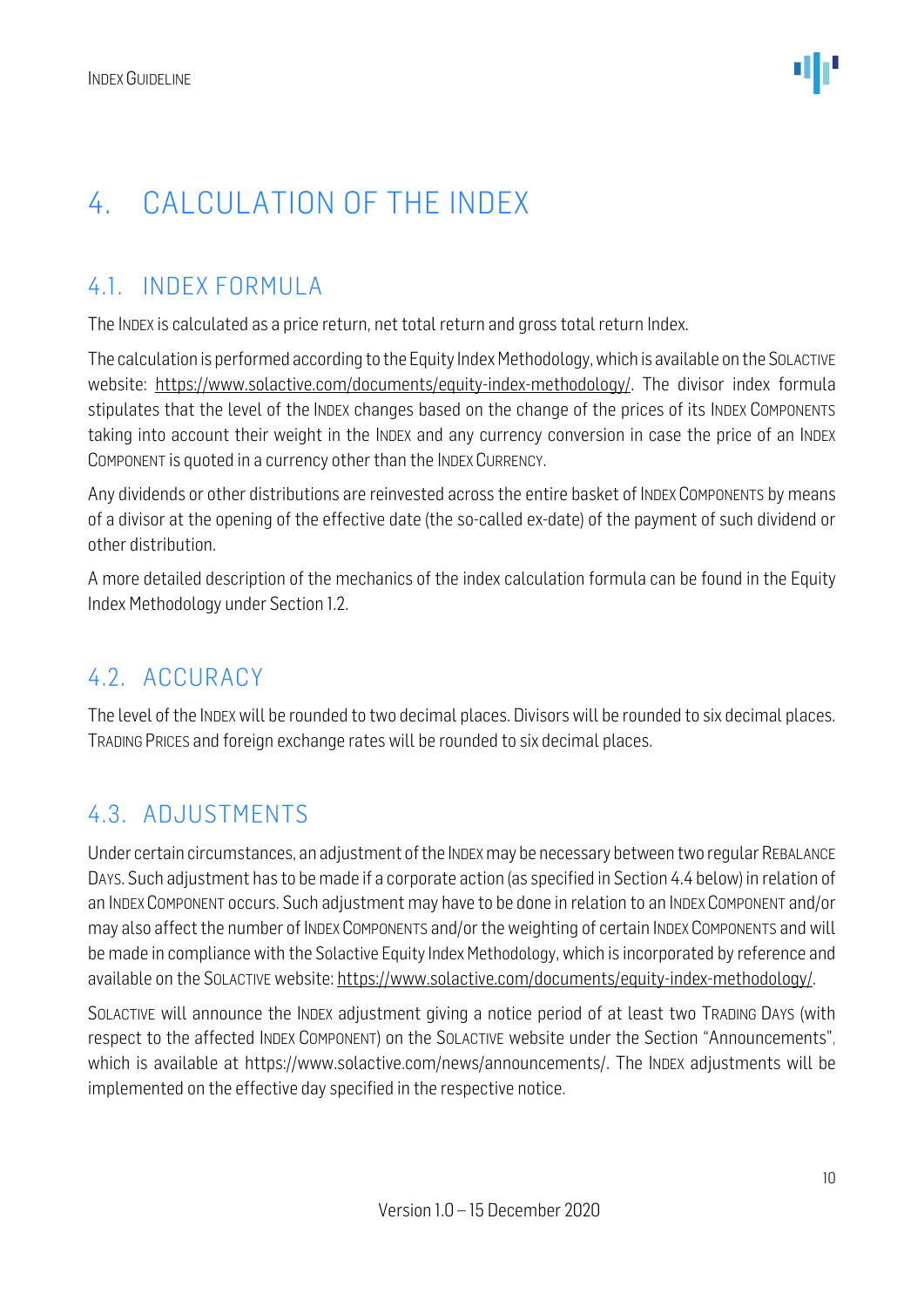# 4. CALCULATION OF THE INDEX

## 4.1. INDEX FORMULA

The INDEX is calculated as a price return, net total return and gross total return Index.

The calculation is performed according to the Equity Index Methodology, which is available on the SOLACTIVE website: https://www.solactive.com/documents/equity-index-methodology/. The divisor index formula stipulates that the level of the INDEX changes based on the change of the prices of its INDEX COMPONENTS taking into account their weight in the INDEX and any currency conversion in case the price of an INDEX COMPONENT is quoted in a currency other than the INDEX CURRENCY.

Any dividends or other distributions are reinvested across the entire basket of INDEX COMPONENTS by means of a divisor at the opening of the effective date (the so-called ex-date) of the payment of such dividend or other distribution.

A more detailed description of the mechanics of the index calculation formula can be found in the Equity Index Methodology under Section 1.2.

## 4.2. ACCURACY

The level of the INDEX will be rounded to two decimal places. Divisors will be rounded to six decimal places. TRADING PRICES and foreign exchange rates will be rounded to six decimal places.

## 4.3. ADJUSTMENTS

Under certain circumstances, an adjustment of the INDEX may be necessary between two regular REBALANCE DAYS. Such adjustment has to be made if a corporate action (as specified in Section 4.4 below) in relation of an INDEX COMPONENT occurs. Such adjustment may have to be done in relation to an INDEX COMPONENT and/or may also affect the number of INDEX COMPONENTS and/or the weighting of certain INDEX COMPONENTS and will be made in compliance with the Solactive Equity Index Methodology, which is incorporated by reference and available on the SOLACTIVE website: https://www.solactive.com/documents/equity-index-methodology/.

SOLACTIVE will announce the INDEX adjustment giving a notice period of at least two TRADING DAYS (with respect to the affected INDEX COMPONENT) on the SOLACTIVE website under the Section "Announcements", which is available at https://www.solactive.com/news/announcements/. The INDEX adjustments will be implemented on the effective day specified in the respective notice.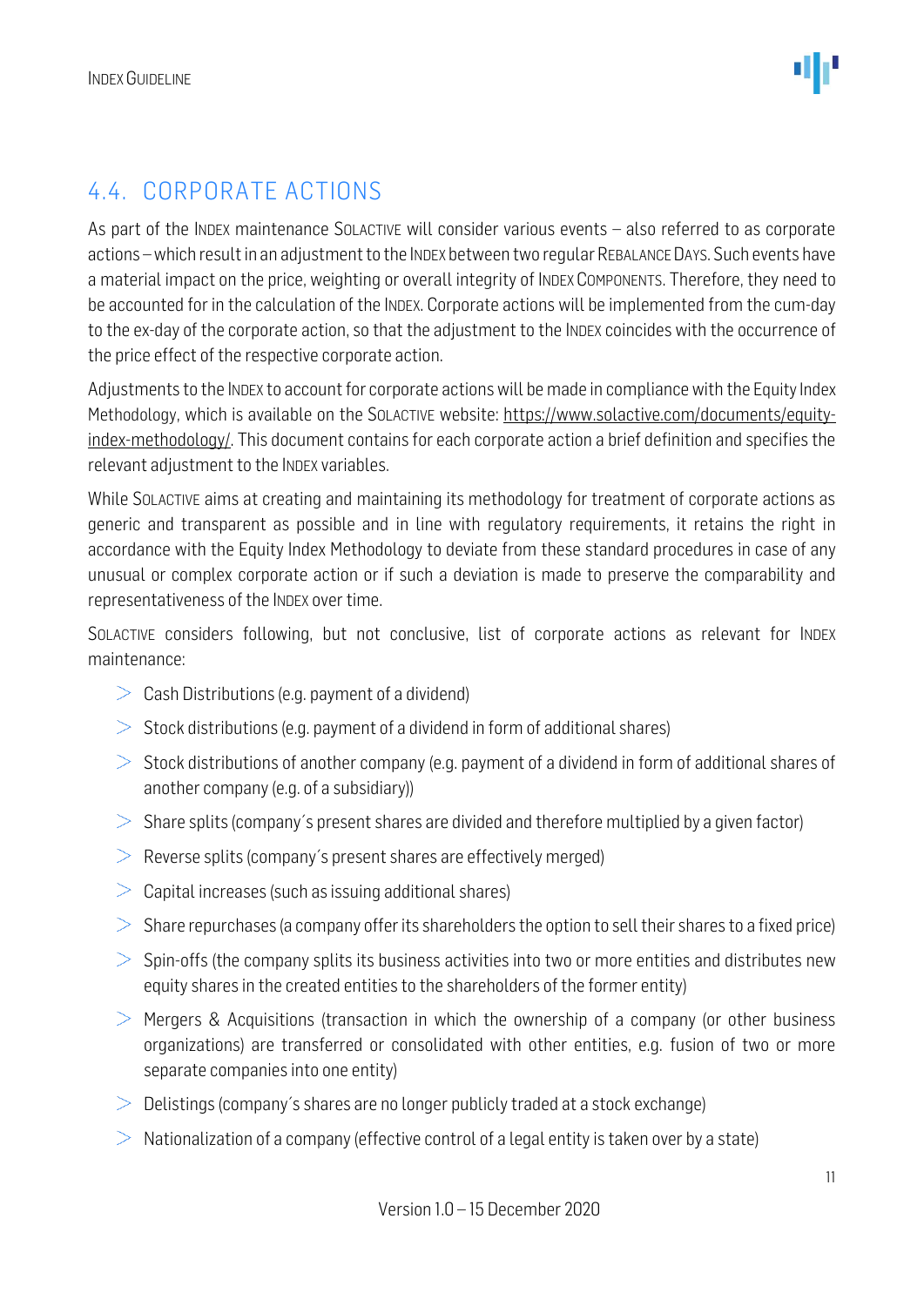## 4.4. CORPORATE ACTIONS

As part of the INDEX maintenance SOLACTIVE will consider various events – also referred to as corporate actions – which result in an adjustment to the INDEX between two regular REBALANCE DAYS. Such events have a material impact on the price, weighting or overall integrity of INDEX COMPONENTS. Therefore, they need to be accounted for in the calculation of the INDEX. Corporate actions will be implemented from the cum-day to the ex-day of the corporate action, so that the adjustment to the INDEX coincides with the occurrence of the price effect of the respective corporate action.

Adjustments to the INDEX to account for corporate actions will be made in compliance with the Equity Index Methodology, which is available on the SOLACTIVE website: https://www.solactive.com/documents/equity-index-methodology/. This document contains for each corporate action a brief definition and specifies the relevant adjustment to the INDEX variables.

While SOLACTIVE aims at creating and maintaining its methodology for treatment of corporate actions as generic and transparent as possible and in line with regulatory requirements, it retains the right in accordance with the Equity Index Methodology to deviate from these standard procedures in case of any unusual or complex corporate action or if such a deviation is made to preserve the comparability and representativeness of the INDEX over time.

SOLACTIVE considers following, but not conclusive, list of corporate actions as relevant for INDEX maintenance:

- Cash Distributions (e.g. payment of a dividend)
- Stock distributions (e.g. payment of a dividend in form of additional shares)
- Stock distributions of another company (e.g. payment of a dividend in form of additional shares of another company (e.g. of a subsidiary))
- Share splits (company´s present shares are divided and therefore multiplied by a given factor)
- Reverse splits (company´s present shares are effectively merged)
- Capital increases (such as issuing additional shares)
- Share repurchases (a company offer its shareholders the option to sell their shares to a fixed price)
- Spin-offs (the company splits its business activities into two or more entities and distributes new equity shares in the created entities to the shareholders of the former entity)
- Mergers & Acquisitions (transaction in which the ownership of a company (or other business organizations) are transferred or consolidated with other entities, e.g. fusion of two or more separate companies into one entity)
- Delistings (company´s shares are no longer publicly traded at a stock exchange)
- Nationalization of a company (effective control of a legal entity is taken over by a state)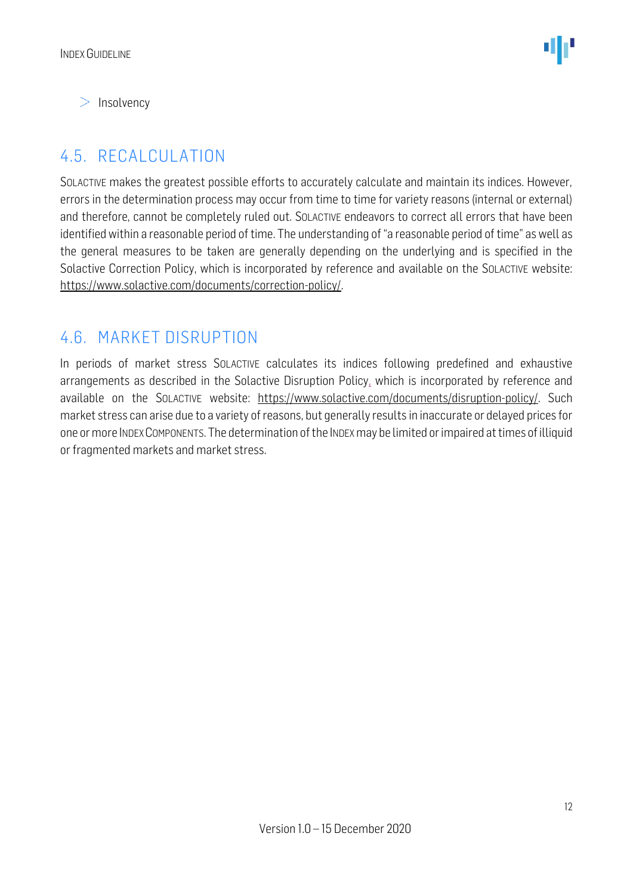- Insolvency

## 4.5. RECALCULATION

SOLACTIVE makes the greatest possible efforts to accurately calculate and maintain its indices. However, errors in the determination process may occur from time to time for variety reasons (internal or external) and therefore, cannot be completely ruled out. SOLACTIVE endeavors to correct all errors that have been identified within a reasonable period of time. The understanding of "a reasonable period of time" as well as the general measures to be taken are generally depending on the underlying and is specified in the Solactive Correction Policy, which is incorporated by reference and available on the SOLACTIVE website: https://www.solactive.com/documents/correction-policy/.

## 4.6. MARKET DISRUPTION

In periods of market stress SOLACTIVE calculates its indices following predefined and exhaustive arrangements as described in the Solactive Disruption Policy, which is incorporated by reference and available on the SOLACTIVE website: https://www.solactive.com/documents/disruption-policy/. Such market stress can arise due to a variety of reasons, but generally results in inaccurate or delayed prices for one or more INDEX COMPONENTS. The determination of the INDEX may be limited or impaired at times of illiquid or fragmented markets and market stress.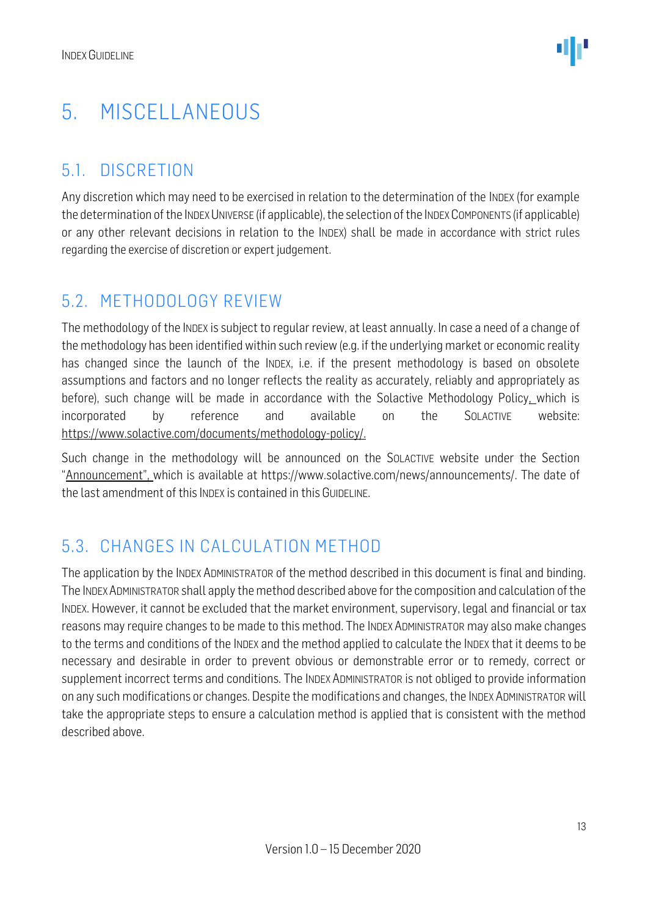# 5. MISCELLANEOUS

## 5.1. DISCRETION

Any discretion which may need to be exercised in relation to the determination of the INDEX (for example the determination of the INDEX UNIVERSE (if applicable), the selection of the INDEX COMPONENTS (if applicable) or any other relevant decisions in relation to the INDEX) shall be made in accordance with strict rules regarding the exercise of discretion or expert judgement.

## 5.2. METHODOLOGY REVIEW

The methodology of the INDEX is subject to regular review, at least annually. In case a need of a change of the methodology has been identified within such review (e.g. if the underlying market or economic reality has changed since the launch of the INDEX, i.e. if the present methodology is based on obsolete assumptions and factors and no longer reflects the reality as accurately, reliably and appropriately as before), such change will be made in accordance with the Solactive Methodology Policy, which is incorporated by reference and available on the SOLACTIVE website: https://www.solactive.com/documents/methodology-policy/.

Such change in the methodology will be announced on the SOLACTIVE website under the Section "Announcement", which is available at https://www.solactive.com/news/announcements/. The date of the last amendment of this INDEX is contained in this GUIDELINE.

## 5.3. CHANGES IN CALCULATION METHOD

The application by the INDEX ADMINISTRATOR of the method described in this document is final and binding. The INDEX ADMINISTRATOR shall apply the method described above for the composition and calculation of the INDEX. However, it cannot be excluded that the market environment, supervisory, legal and financial or tax reasons may require changes to be made to this method. The INDEX ADMINISTRATOR may also make changes to the terms and conditions of the INDEX and the method applied to calculate the INDEX that it deems to be necessary and desirable in order to prevent obvious or demonstrable error or to remedy, correct or supplement incorrect terms and conditions. The INDEX ADMINISTRATOR is not obliged to provide information on any such modifications or changes. Despite the modifications and changes, the INDEX ADMINISTRATOR will take the appropriate steps to ensure a calculation method is applied that is consistent with the method described above.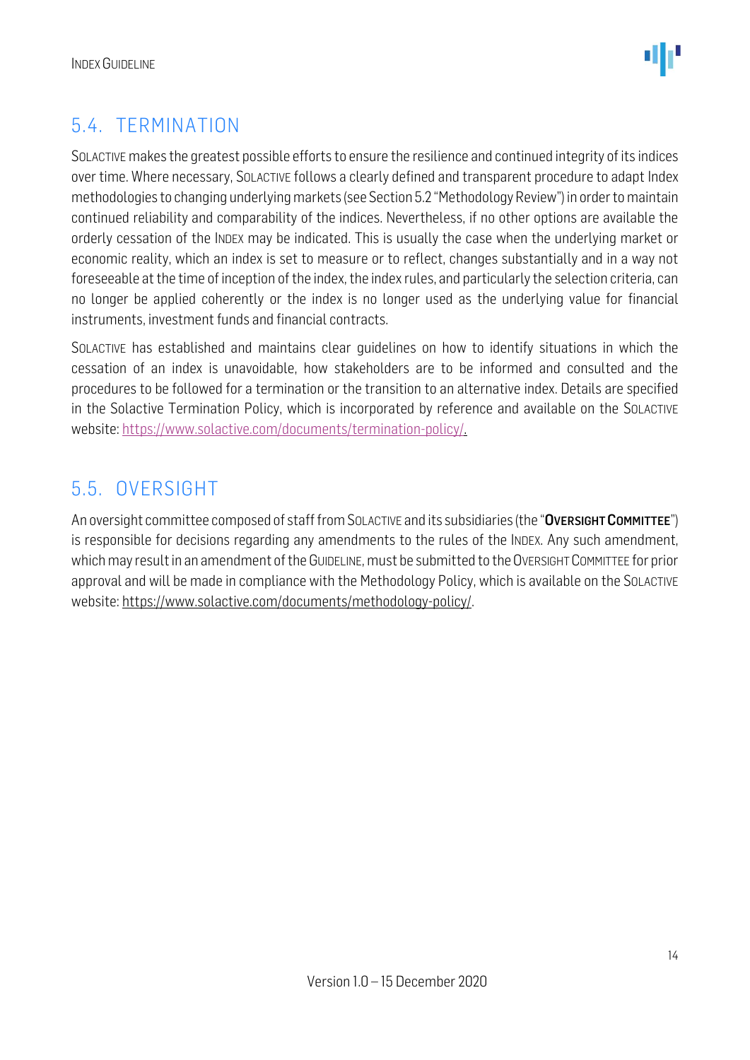## 5.4. TERMINATION

SOLACTIVE makes the greatest possible efforts to ensure the resilience and continued integrity of its indices over time. Where necessary, SOLACTIVE follows a clearly defined and transparent procedure to adapt Index methodologies to changing underlying markets (see Section 5.2 "Methodology Review") in order to maintain continued reliability and comparability of the indices. Nevertheless, if no other options are available the orderly cessation of the INDEX may be indicated. This is usually the case when the underlying market or economic reality, which an index is set to measure or to reflect, changes substantially and in a way not foreseeable at the time of inception of the index, the index rules, and particularly the selection criteria, can no longer be applied coherently or the index is no longer used as the underlying value for financial instruments, investment funds and financial contracts.

SOLACTIVE has established and maintains clear guidelines on how to identify situations in which the cessation of an index is unavoidable, how stakeholders are to be informed and consulted and the procedures to be followed for a termination or the transition to an alternative index. Details are specified in the Solactive Termination Policy, which is incorporated by reference and available on the SOLACTIVE website: https://www.solactive.com/documents/termination-policy/.

## 5.5. OVERSIGHT

An oversight committee composed of staff from SOLACTIVE and its subsidiaries (the "**OVERSIGHT COMMITTEE**") is responsible for decisions regarding any amendments to the rules of the INDEX. Any such amendment, which may result in an amendment of the GUIDELINE, must be submitted to the OVERSIGHT COMMITTEE for prior approval and will be made in compliance with the Methodology Policy, which is available on the SOLACTIVE website: https://www.solactive.com/documents/methodology-policy/.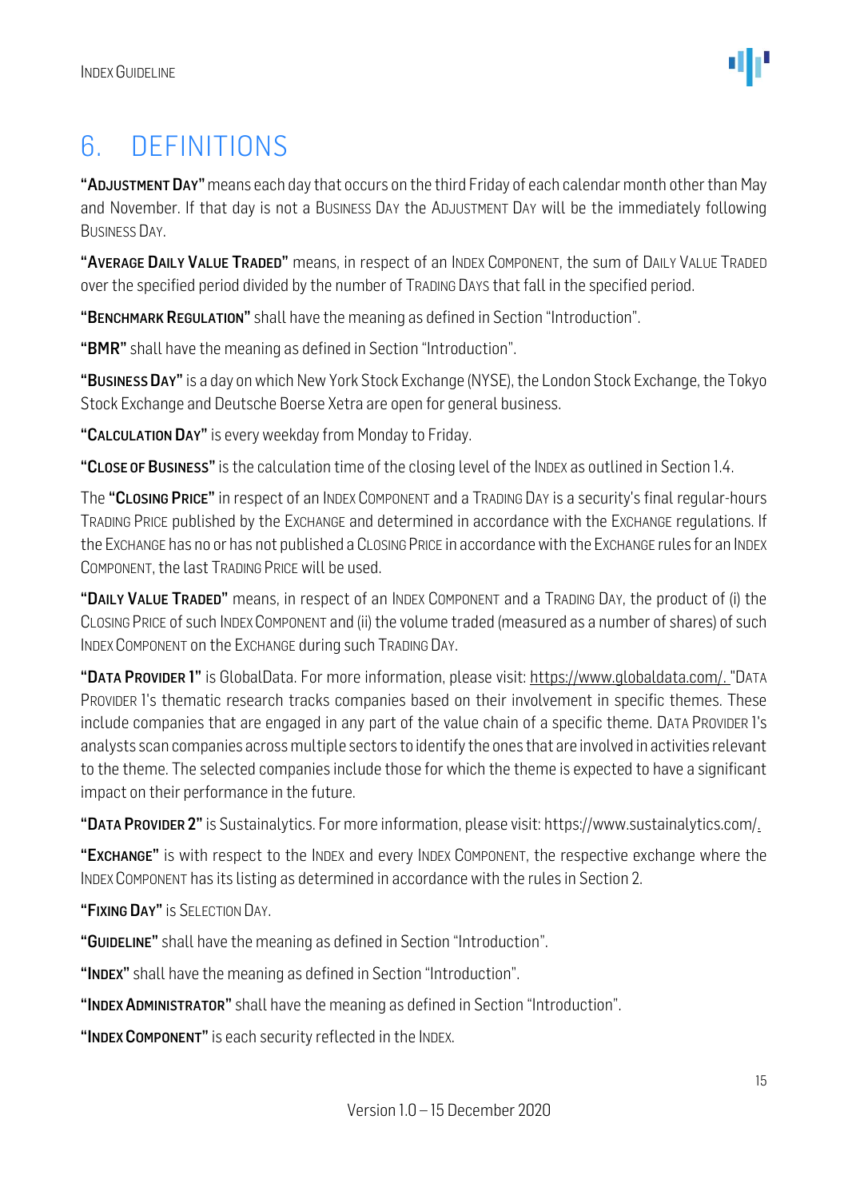# 6. DEFINITIONS

"**ADJUSTMENT DAY**" means each day that occurs on the third Friday of each calendar month other than May and November. If that day is not a BUSINESS DAY the ADJUSTMENT DAY will be the immediately following BUSINESS DAY.

"**AVERAGE DAILY VALUE TRADED**" means, in respect of an INDEX COMPONENT, the sum of DAILY VALUE TRADED over the specified period divided by the number of TRADING DAYS that fall in the specified period.

"**BENCHMARK REGULATION**" shall have the meaning as defined in Section "Introduction".

"**BMR**" shall have the meaning as defined in Section "Introduction".

"**BUSINESS DAY**" is a day on which New York Stock Exchange (NYSE), the London Stock Exchange, the Tokyo Stock Exchange and Deutsche Boerse Xetra are open for general business.

"**CALCULATION DAY**" is every weekday from Monday to Friday.

"**CLOSE OF BUSINESS**" is the calculation time of the closing level of the INDEX as outlined in Section 1.4.

The "**CLOSING PRICE**" in respect of an INDEX COMPONENT and a TRADING DAY is a security's final regular-hours TRADING PRICE published by the EXCHANGE and determined in accordance with the EXCHANGE regulations. If the EXCHANGE has no or has not published a CLOSING PRICE in accordance with the EXCHANGE rules for an INDEX COMPONENT, the last TRADING PRICE will be used.

"**DAILY VALUE TRADED**" means, in respect of an INDEX COMPONENT and a TRADING DAY, the product of (i) the CLOSING PRICE of such INDEX COMPONENT and (ii) the volume traded (measured as a number of shares) of such INDEX COMPONENT on the EXCHANGE during such TRADING DAY.

"**DATA PROVIDER 1**" is GlobalData. For more information, please visit: https://www.globaldata.com/. "DATA PROVIDER 1's thematic research tracks companies based on their involvement in specific themes. These include companies that are engaged in any part of the value chain of a specific theme. DATA PROVIDER 1's analysts scan companies across multiple sectors to identify the ones that are involved in activities relevant to the theme. The selected companies include those for which the theme is expected to have a significant impact on their performance in the future.

"**DATA PROVIDER 2**" is Sustainalytics. For more information, please visit: https://www.sustainalytics.com/.

"**EXCHANGE**" is with respect to the INDEX and every INDEX COMPONENT, the respective exchange where the INDEX COMPONENT has its listing as determined in accordance with the rules in Section 2.

"**FIXING DAY**" is SELECTION DAY.

"**GUIDELINE**" shall have the meaning as defined in Section "Introduction".

"**INDEX**" shall have the meaning as defined in Section "Introduction".

"**INDEX ADMINISTRATOR**" shall have the meaning as defined in Section "Introduction".

"**INDEX COMPONENT**" is each security reflected in the INDEX.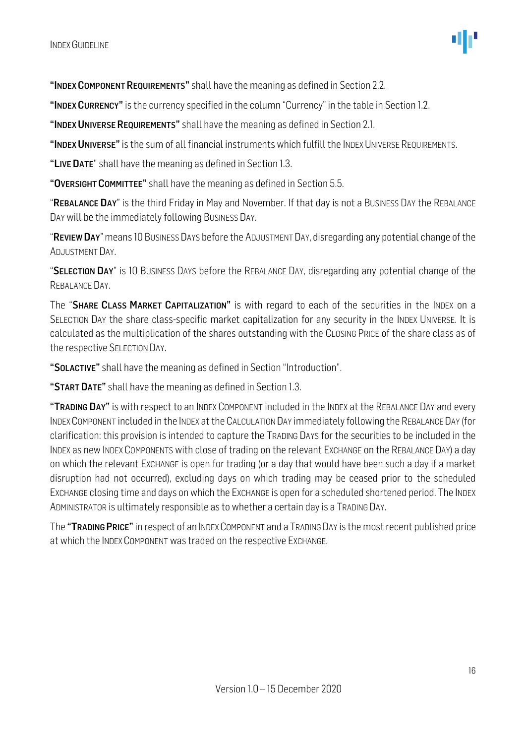**"INDEX COMPONENT REQUIREMENTS"** shall have the meaning as defined in Section 2.2.

**"INDEX CURRENCY"** is the currency specified in the column "Currency" in the table in Section 1.2.

**"INDEX UNIVERSE REQUIREMENTS"** shall have the meaning as defined in Section 2.1.

**"INDEX UNIVERSE"** is the sum of all financial instruments which fulfill the INDEX UNIVERSE REQUIREMENTS.

**"LIVE DATE"** shall have the meaning as defined in Section 1.3.

**"OVERSIGHT COMMITTEE"** shall have the meaning as defined in Section 5.5.

"**REBALANCE DAY**" is the third Friday in May and November. If that day is not a BUSINESS DAY the REBALANCE DAY will be the immediately following BUSINESS DAY.

"**REVIEW DAY**" means 10 BUSINESS DAYS before the ADJUSTMENT DAY, disregarding any potential change of the ADJUSTMENT DAY.

"**SELECTION DAY**" is 10 BUSINESS DAYS before the REBALANCE DAY, disregarding any potential change of the REBALANCE DAY.

The "**SHARE CLASS MARKET CAPITALIZATION**" is with regard to each of the securities in the INDEX on a SELECTION DAY the share class-specific market capitalization for any security in the INDEX UNIVERSE. It is calculated as the multiplication of the shares outstanding with the CLOSING PRICE of the share class as of the respective SELECTION DAY.

**"SOLACTIVE"** shall have the meaning as defined in Section "Introduction".

**"START DATE"** shall have the meaning as defined in Section 1.3.

**"TRADING DAY"** is with respect to an INDEX COMPONENT included in the INDEX at the REBALANCE DAY and every INDEX COMPONENT included in the INDEX at the CALCULATION DAY immediately following the REBALANCE DAY (for clarification: this provision is intended to capture the TRADING DAYS for the securities to be included in the INDEX as new INDEX COMPONENTS with close of trading on the relevant EXCHANGE on the REBALANCE DAY) a day on which the relevant EXCHANGE is open for trading (or a day that would have been such a day if a market disruption had not occurred), excluding days on which trading may be ceased prior to the scheduled EXCHANGE closing time and days on which the EXCHANGE is open for a scheduled shortened period. The INDEX ADMINISTRATOR is ultimately responsible as to whether a certain day is a TRADING DAY.

The **"TRADING PRICE"** in respect of an INDEX COMPONENT and a TRADING DAY is the most recent published price at which the INDEX COMPONENT was traded on the respective EXCHANGE.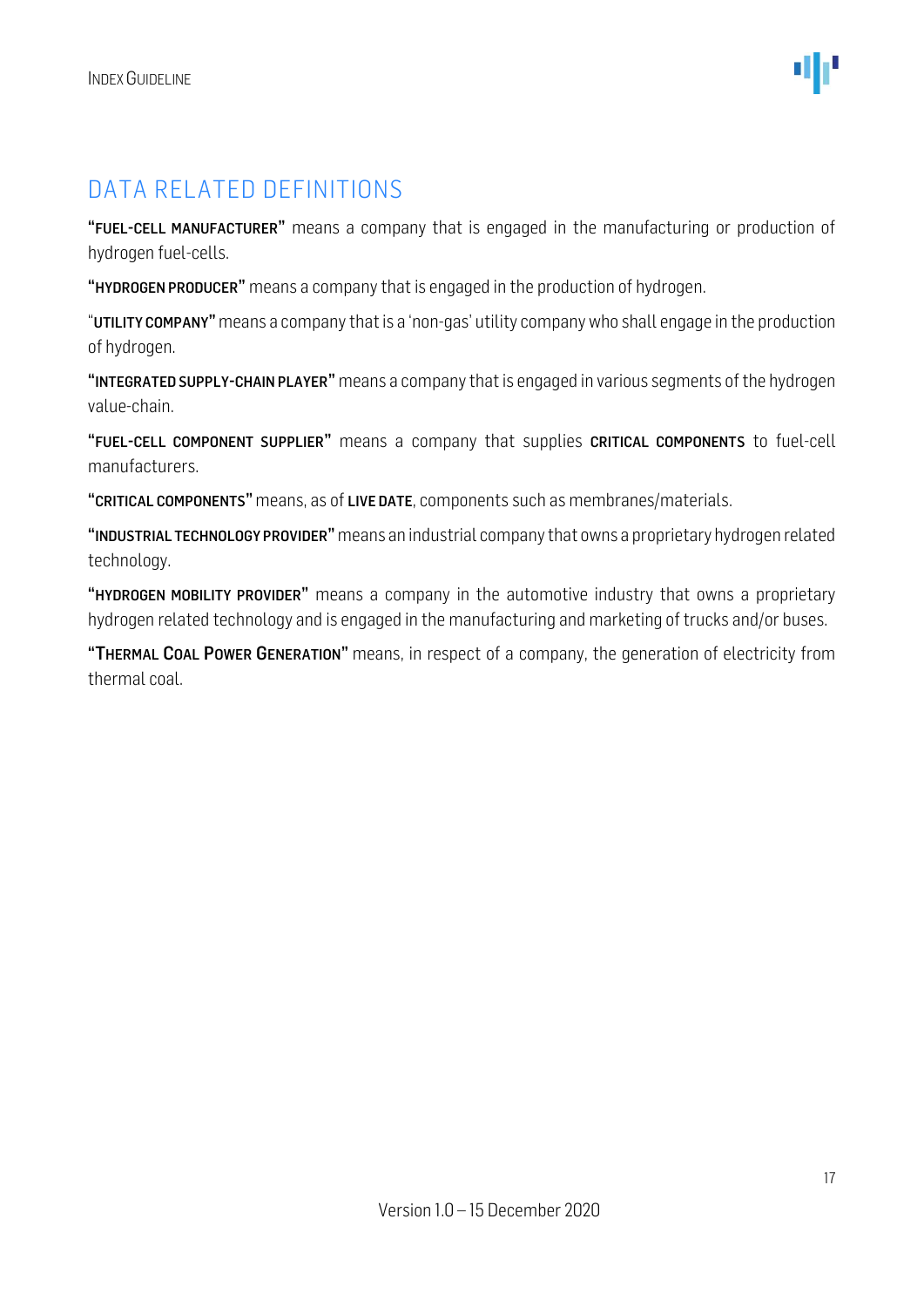## DATA RELATED DEFINITIONS

"**FUEL-CELL MANUFACTURER**" means a company that is engaged in the manufacturing or production of hydrogen fuel-cells.

"**HYDROGEN PRODUCER**" means a company that is engaged in the production of hydrogen.

"**UTILITY COMPANY**" means a company that is a 'non-gas' utility company who shall engage in the production of hydrogen.

"**INTEGRATED SUPPLY-CHAIN PLAYER**" means a company that is engaged in various segments of the hydrogen value-chain.

"**FUEL-CELL COMPONENT SUPPLIER**" means a company that supplies **CRITICAL COMPONENTS** to fuel-cell manufacturers.

"**CRITICAL COMPONENTS**" means, as of **LIVE DATE**, components such as membranes/materials.

"**INDUSTRIAL TECHNOLOGY PROVIDER**" means an industrial company that owns a proprietary hydrogen related technology.

"**HYDROGEN MOBILITY PROVIDER**" means a company in the automotive industry that owns a proprietary hydrogen related technology and is engaged in the manufacturing and marketing of trucks and/or buses.

"**THERMAL COAL POWER GENERATION**" means, in respect of a company, the generation of electricity from thermal coal.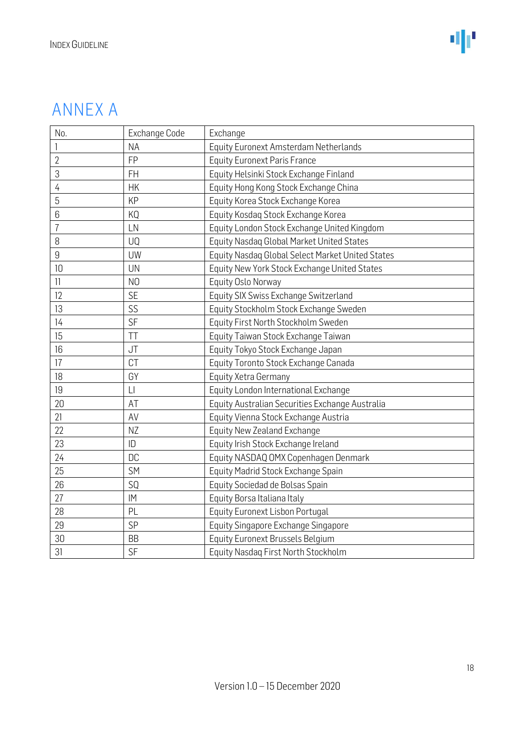# ANNEX A

| No. | Exchange Code | Exchange |
|---|---|---|
| 1 | NA | Equity Euronext Amsterdam Netherlands |
| 2 | FP | Equity Euronext Paris France |
| 3 | FH | Equity Helsinki Stock Exchange Finland |
| 4 | HK | Equity Hong Kong Stock Exchange China |
| 5 | KP | Equity Korea Stock Exchange Korea |
| 6 | KQ | Equity Kosdaq Stock Exchange Korea |
| 7 | LN | Equity London Stock Exchange United Kingdom |
| 8 | UQ | Equity Nasdaq Global Market United States |
| 9 | UW | Equity Nasdaq Global Select Market United States |
| 10 | UN | Equity New York Stock Exchange United States |
| 11 | NO | Equity Oslo Norway |
| 12 | SE | Equity SIX Swiss Exchange Switzerland |
| 13 | SS | Equity Stockholm Stock Exchange Sweden |
| 14 | SF | Equity First North Stockholm Sweden |
| 15 | TT | Equity Taiwan Stock Exchange Taiwan |
| 16 | JT | Equity Tokyo Stock Exchange Japan |
| 17 | CT | Equity Toronto Stock Exchange Canada |
| 18 | GY | Equity Xetra Germany |
| 19 | LI | Equity London International Exchange |
| 20 | AT | Equity Australian Securities Exchange Australia |
| 21 | AV | Equity Vienna Stock Exchange Austria |
| 22 | NZ | Equity New Zealand Exchange |
| 23 | ID | Equity Irish Stock Exchange Ireland |
| 24 | DC | Equity NASDAQ OMX Copenhagen Denmark |
| 25 | SM | Equity Madrid Stock Exchange Spain |
| 26 | SQ | Equity Sociedad de Bolsas Spain |
| 27 | IM | Equity Borsa Italiana Italy |
| 28 | PL | Equity Euronext Lisbon Portugal |
| 29 | SP | Equity Singapore Exchange Singapore |
| 30 | BB | Equity Euronext Brussels Belgium |
| 31 | SF | Equity Nasdaq First North Stockholm |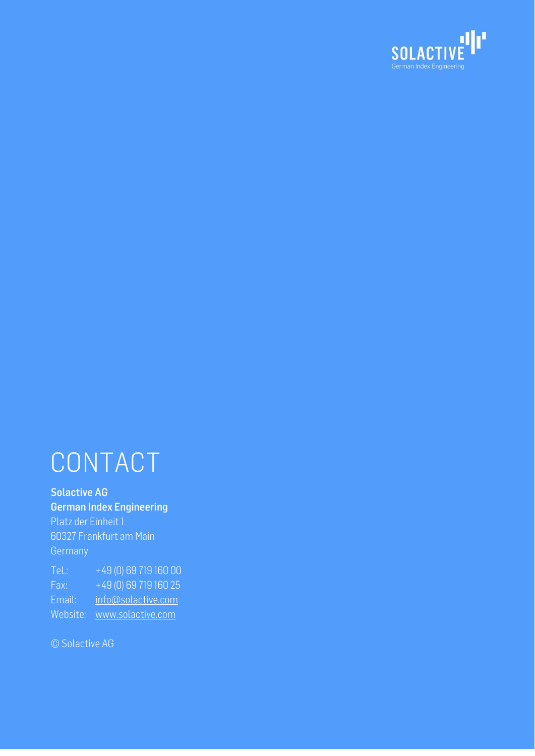SOLACTIVE
German Index Engineering

# CONTACT

**Solactive AG**
**German Index Engineering**
Platz der Einheit 1
60327 Frankfurt am Main
Germany

Tel.: +49 (0) 69 719 160 00
Fax: +49 (0) 69 719 160 25
Email: info@solactive.com
Website: www.solactive.com

© Solactive AG